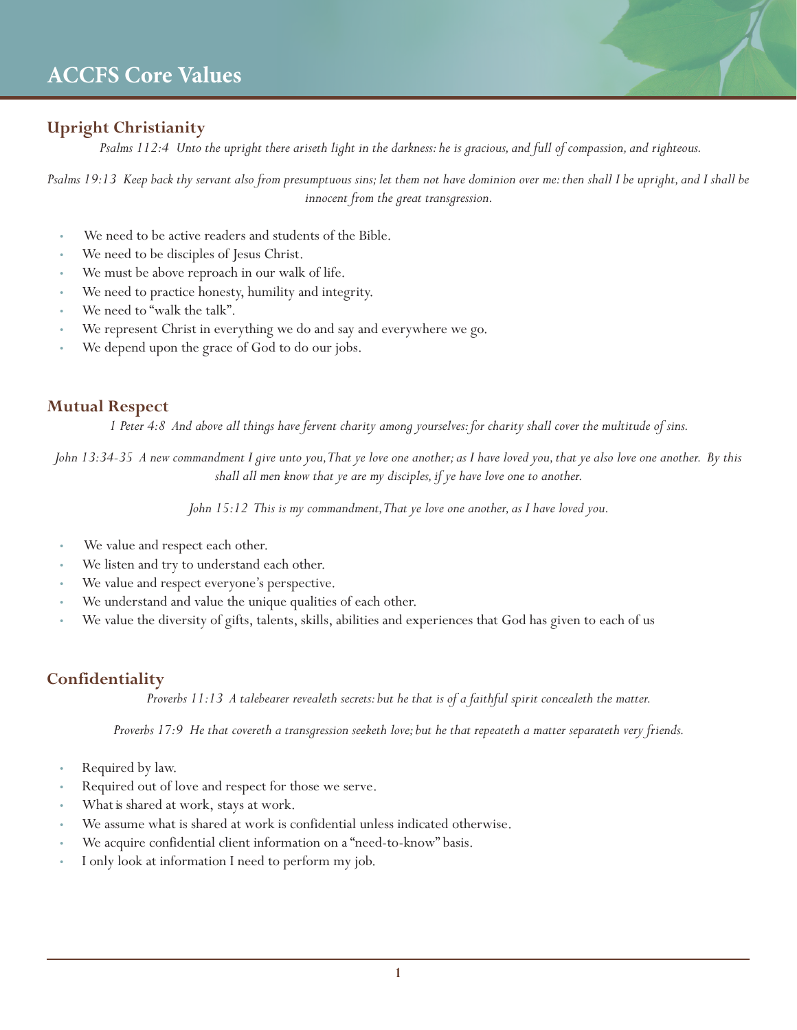# ACCFS Core Values

## Upright Christianity

*Psalms 112:4 Unto the upright there ariseth light in the darkness: he is gracious, and full of compassion, and righteous.*

*Psalms 19:13 Keep back thy servant also from presumptuous sins; let them not have dominion over me: then shall I be upright, and I shall be innocent from the great transgression.*

- We need to be active readers and students of the Bible.
- We need to be disciples of Jesus Christ.
- We must be above reproach in our walk of life.
- We need to practice honesty, humility and integrity.
- We need to "walk the talk".
- We represent Christ in everything we do and say and everywhere we go.
- We depend upon the grace of God to do our jobs.

## Mutual Respect

*1 Peter 4:8 And above all things have fervent charity among yourselves: for charity shall cover the multitude of sins.*

*John 13:34-35 A new commandment I give unto you, That ye love one another; as I have loved you, that ye also love one another. By this shall all men know that ye are my disciples, if ye have love one to another.*

*John 15:12 This is my commandment, That ye love one another, as I have loved you.*

- We value and respect each other.
- We listen and try to understand each other.
- We value and respect everyone's perspective.
- We understand and value the unique qualities of each other.
- We value the diversity of gifts, talents, skills, abilities and experiences that God has given to each of us

## Confidentiality

*Proverbs 11:13 A talebearer revealeth secrets: but he that is of a faithful spirit concealeth the matter.*

*Proverbs 17:9 He that covereth a transgression seeketh love; but he that repeateth a matter separateth very friends.*

- Required by law.
- Required out of love and respect for those we serve.
- What is shared at work, stays at work.
- We assume what is shared at work is confidential unless indicated otherwise.
- We acquire confidential client information on a "need-to-know" basis.
- I only look at information I need to perform my job.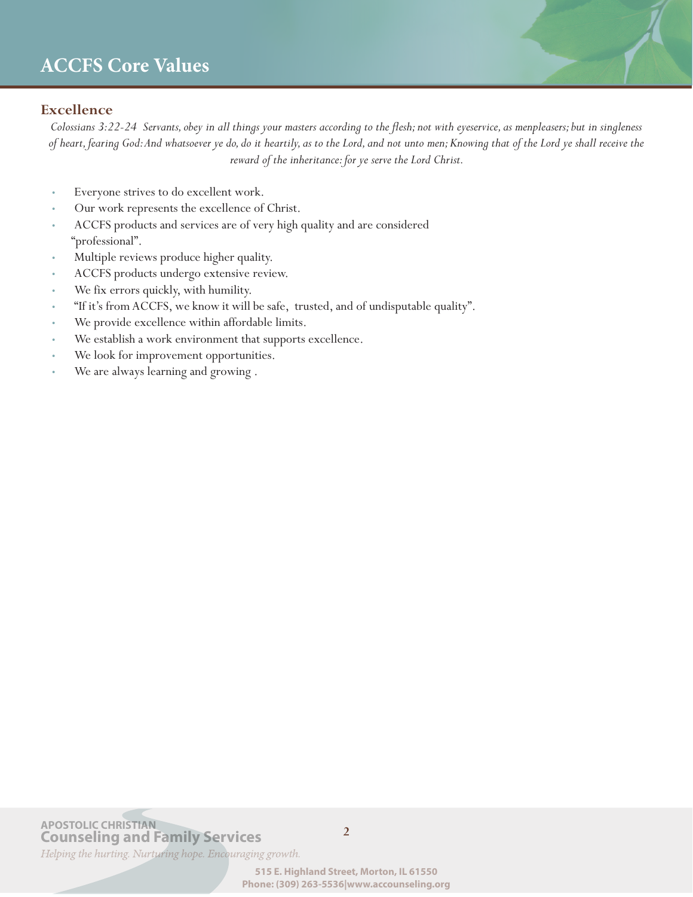# ACCFS Core Values

## Excellence

*Colossians 3:22-24 Servants, obey in all things your masters according to the flesh; not with eyeservice, as menpleasers; but in singleness of heart, fearing God: And whatsoever ye do, do it heartily, as to the Lord, and not unto men; Knowing that of the Lord ye shall receive the reward of the inheritance: for ye serve the Lord Christ.*

- Everyone strives to do excellent work.
- Our work represents the excellence of Christ.
- ACCFS products and services are of very high quality and are considered "professional".
- Multiple reviews produce higher quality.
- ACCFS products undergo extensive review.
- We fix errors quickly, with humility.
- "If it's from ACCFS, we know it will be safe, trusted, and of undisputable quality".
- We provide excellence within affordable limits.
- We establish a work environment that supports excellence.
- We look for improvement opportunities.
- We are always learning and growing .

APOSTOLIC CHRISTIAN
Counseling and Family Services
*Helping the hurting. Nurturing hope. Encouraging growth.*

515 E. Highland Street, Morton, IL 61550
Phone: (309) 263-5536|www.accounseling.org